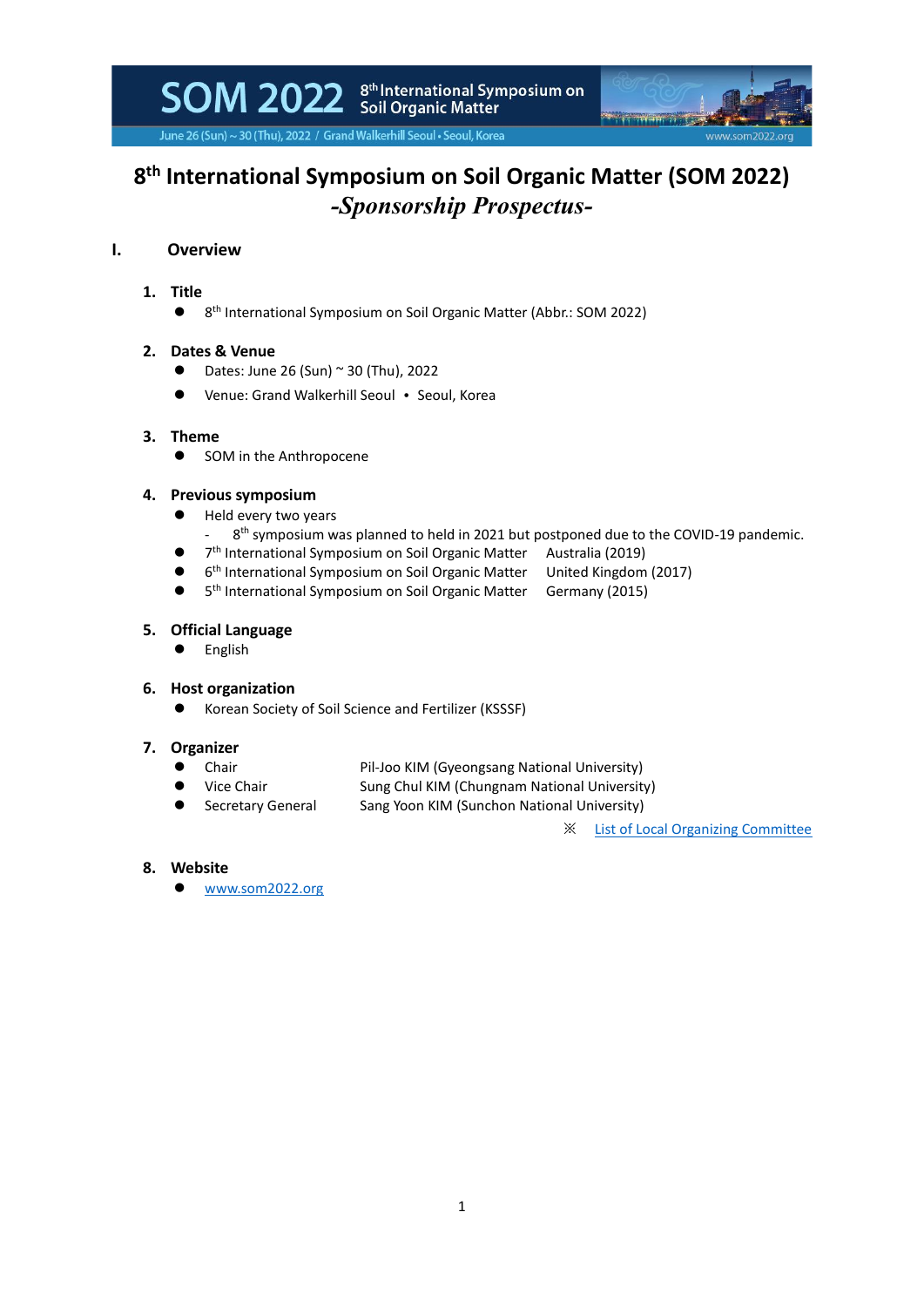# 8th International Symposium on Soil Organic Matter (SOM 2022)

## *-Sponsorship Prospectus-*

## I. Overview

### 1. Title

- 8th International Symposium on Soil Organic Matter (Abbr.: SOM 2022)

### 2. Dates & Venue

- Dates: June 26 (Sun) ~ 30 (Thu), 2022
- Venue: Grand Walkerhill Seoul • Seoul, Korea

### 3. Theme

- SOM in the Anthropocene

### 4. Previous symposium

- Held every two years
  - 8th symposium was planned to held in 2021 but postponed due to the COVID-19 pandemic.
- 7th International Symposium on Soil Organic Matter    Australia (2019)
- 6th International Symposium on Soil Organic Matter    United Kingdom (2017)
- 5th International Symposium on Soil Organic Matter    Germany (2015)

### 5. Official Language

- English

### 6. Host organization

- Korean Society of Soil Science and Fertilizer (KSSSF)

### 7. Organizer

- Chair    Pil-Joo KIM (Gyeongsang National University)
- Vice Chair    Sung Chul KIM (Chungnam National University)
- Secretary General    Sang Yoon KIM (Sunchon National University)

※ List of Local Organizing Committee

### 8. Website

- www.som2022.org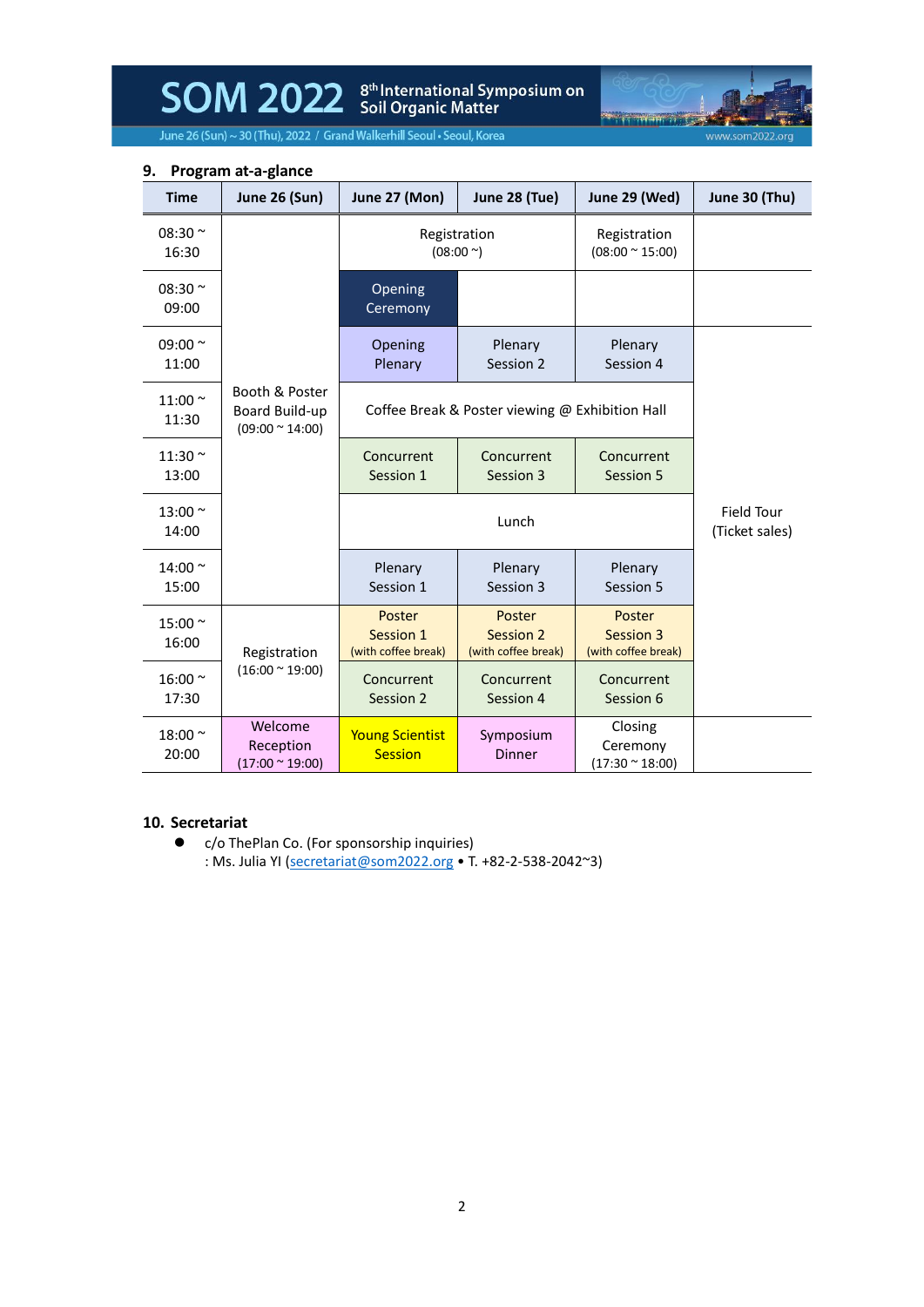## 9. Program at-a-glance

| Time | June 26 (Sun) | June 27 (Mon) | June 28 (Tue) | June 29 (Wed) | June 30 (Thu) |
|---|---|---|---|---|---|
| 08:30 ~ 16:30 | Booth & Poster Board Build-up (09:00 ~ 14:00) | Registration (08:00 ~) | | Registration (08:00 ~ 15:00) | |
| 08:30 ~ 09:00 | | Opening Ceremony | | | |
| 09:00 ~ 11:00 | | Opening Plenary | Plenary Session 2 | Plenary Session 4 | Field Tour (Ticket sales) |
| 11:00 ~ 11:30 | | Coffee Break & Poster viewing @ Exhibition Hall | | | |
| 11:30 ~ 13:00 | | Concurrent Session 1 | Concurrent Session 3 | Concurrent Session 5 | |
| 13:00 ~ 14:00 | | Lunch | | | |
| 14:00 ~ 15:00 | | Plenary Session 1 | Plenary Session 3 | Plenary Session 5 | |
| 15:00 ~ 16:00 | Registration (16:00 ~ 19:00) | Poster Session 1 (with coffee break) | Poster Session 2 (with coffee break) | Poster Session 3 (with coffee break) | |
| 16:00 ~ 17:30 | | Concurrent Session 2 | Concurrent Session 4 | Concurrent Session 6 | |
| 18:00 ~ 20:00 | Welcome Reception (17:00 ~ 19:00) | Young Scientist Session | Symposium Dinner | Closing Ceremony (17:30 ~ 18:00) | |

## 10. Secretariat

- c/o ThePlan Co. (For sponsorship inquiries)
  : Ms. Julia YI (secretariat@som2022.org • T. +82-2-538-2042~3)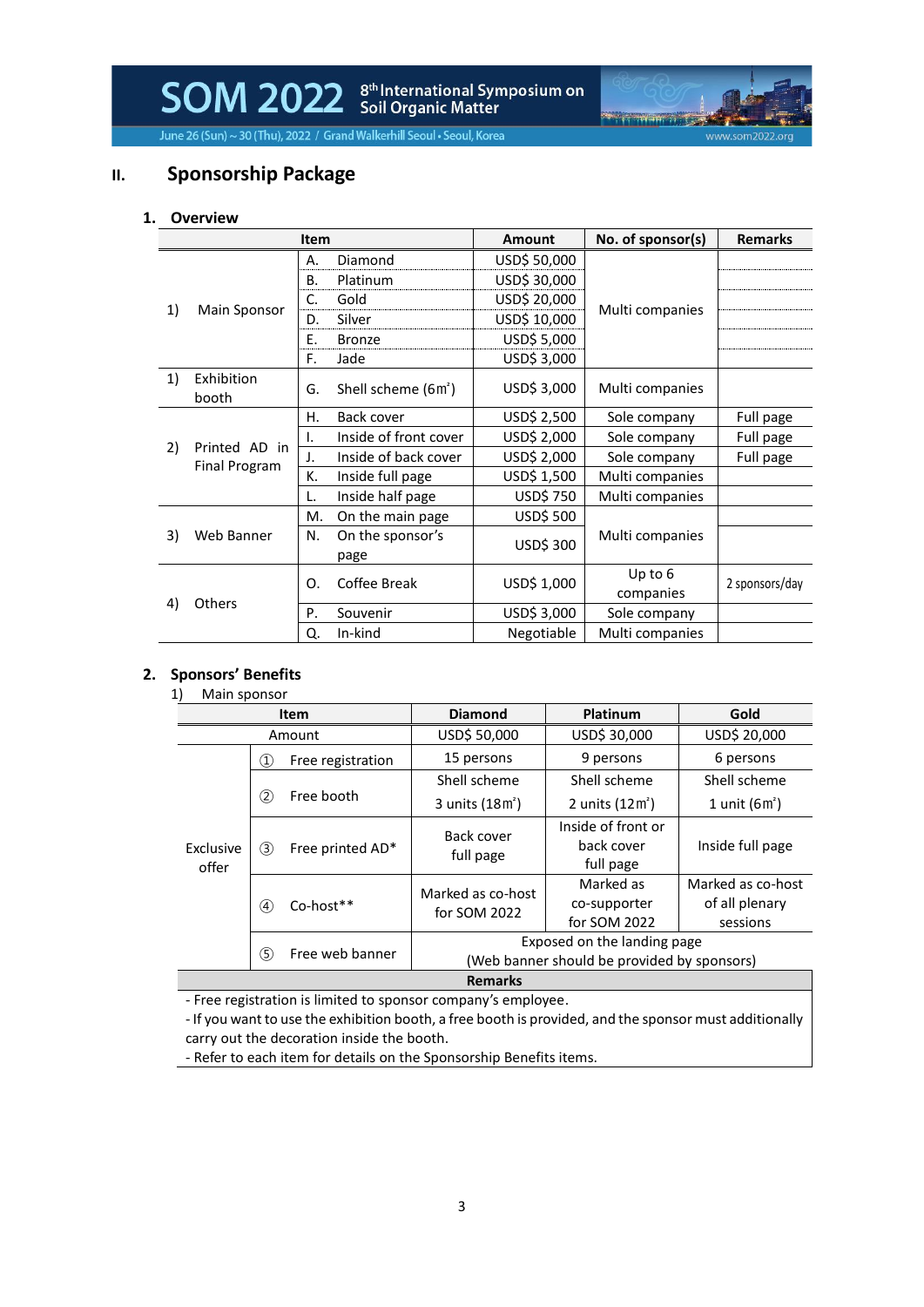## II. Sponsorship Package

### 1. Overview

| Item | | Amount | No. of sponsor(s) | Remarks |
|---|---|---|---|---|
| 1) Main Sponsor | A. Diamond | USD$ 50,000 | Multi companies | |
| | B. Platinum | USD$ 30,000 | | |
| | C. Gold | USD$ 20,000 | | |
| | D. Silver | USD$ 10,000 | | |
| | E. Bronze | USD$ 5,000 | | |
| | F. Jade | USD$ 3,000 | | |
| 1) Exhibition booth | G. Shell scheme ($6m^2$) | USD$ 3,000 | Multi companies | |
| 2) Printed AD in Final Program | H. Back cover | USD$ 2,500 | Sole company | Full page |
| | I. Inside of front cover | USD$ 2,000 | Sole company | Full page |
| | J. Inside of back cover | USD$ 2,000 | Sole company | Full page |
| | K. Inside full page | USD$ 1,500 | Multi companies | |
| | L. Inside half page | USD$ 750 | Multi companies | |
| 3) Web Banner | M. On the main page | USD$ 500 | Multi companies | |
| | N. On the sponsor's page | USD$ 300 | | |
| 4) Others | O. Coffee Break | USD$ 1,000 | Up to 6 companies | 2 sponsors/day |
| | P. Souvenir | USD$ 3,000 | Sole company | |
| | Q. In-kind | Negotiable | Multi companies | |

### 2. Sponsors' Benefits

1) Main sponsor

| Item | | Diamond | Platinum | Gold |
|---|---|---|---|---|
| Amount | | USD$ 50,000 | USD$ 30,000 | USD$ 20,000 |
| Exclusive offer | ① Free registration | 15 persons | 9 persons | 6 persons |
| | ② Free booth | Shell scheme 3 units ($18m^2$) | Shell scheme 2 units ($12m^2$) | Shell scheme 1 unit ($6m^2$) |
| | ③ Free printed AD* | Back cover full page | Inside of front or back cover full page | Inside full page |
| | ④ Co-host** | Marked as co-host for SOM 2022 | Marked as co-supporter for SOM 2022 | Marked as co-host of all plenary sessions |
| | ⑤ Free web banner | Exposed on the landing page (Web banner should be provided by sponsors) | | |

**Remarks**

- Free registration is limited to sponsor company's employee.
- If you want to use the exhibition booth, a free booth is provided, and the sponsor must additionally carry out the decoration inside the booth.
- Refer to each item for details on the Sponsorship Benefits items.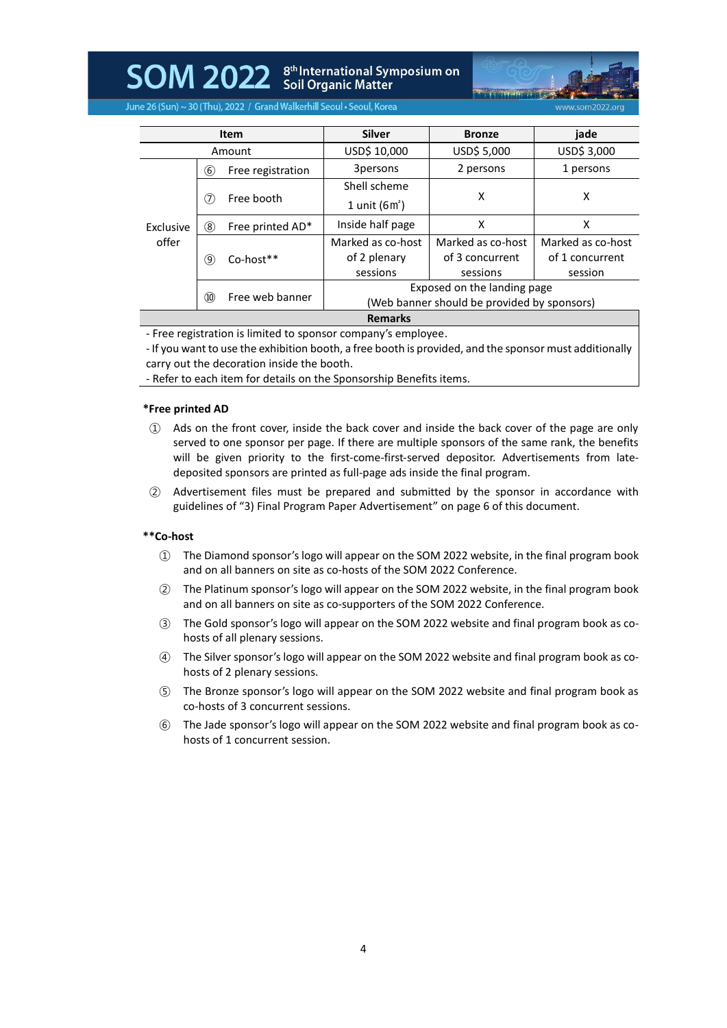| Item | | Silver | Bronze | jade |
|---|---|---|---|---|
| Amount | | USD$ 10,000 | USD$ 5,000 | USD$ 3,000 |
| Exclusive offer | ⑥ Free registration | 3persons | 2 persons | 1 persons |
| | ⑦ Free booth | Shell scheme 1 unit (6㎡) | X | X |
| | ⑧ Free printed AD* | Inside half page | X | X |
| | ⑨ Co-host** | Marked as co-host of 2 plenary sessions | Marked as co-host of 3 concurrent sessions | Marked as co-host of 1 concurrent session |
| | ⑩ Free web banner | Exposed on the landing page (Web banner should be provided by sponsors) | | |
| **Remarks** | | | | |
| - Free registration is limited to sponsor company's employee.<br>- If you want to use the exhibition booth, a free booth is provided, and the sponsor must additionally carry out the decoration inside the booth.<br>- Refer to each item for details on the Sponsorship Benefits items. | | | | |

**\*Free printed AD**

① Ads on the front cover, inside the back cover and inside the back cover of the page are only served to one sponsor per page. If there are multiple sponsors of the same rank, the benefits will be given priority to the first-come-first-served depositor. Advertisements from late-deposited sponsors are printed as full-page ads inside the final program.

② Advertisement files must be prepared and submitted by the sponsor in accordance with guidelines of "3) Final Program Paper Advertisement" on page 6 of this document.

**\*\*Co-host**

① The Diamond sponsor's logo will appear on the SOM 2022 website, in the final program book and on all banners on site as co-hosts of the SOM 2022 Conference.

② The Platinum sponsor's logo will appear on the SOM 2022 website, in the final program book and on all banners on site as co-supporters of the SOM 2022 Conference.

③ The Gold sponsor's logo will appear on the SOM 2022 website and final program book as co-hosts of all plenary sessions.

④ The Silver sponsor's logo will appear on the SOM 2022 website and final program book as co-hosts of 2 plenary sessions.

⑤ The Bronze sponsor's logo will appear on the SOM 2022 website and final program book as co-hosts of 3 concurrent sessions.

⑥ The Jade sponsor's logo will appear on the SOM 2022 website and final program book as co-hosts of 1 concurrent session.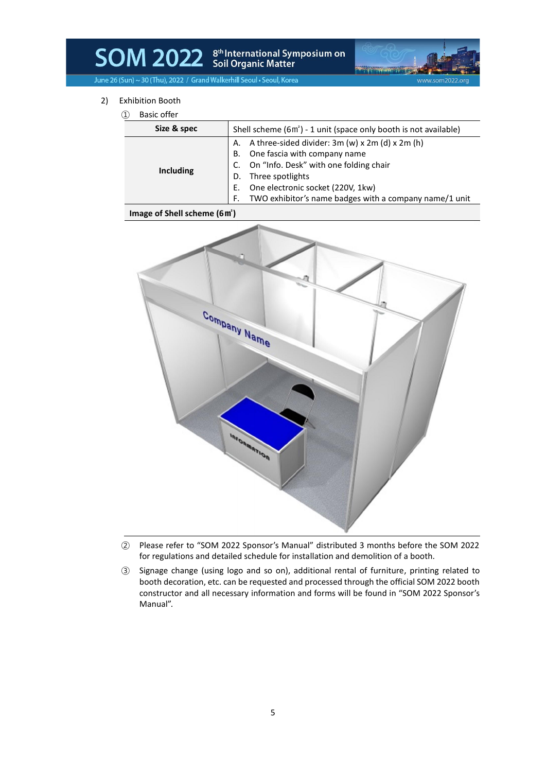2) Exhibition Booth

① Basic offer

| Size & spec | Shell scheme (6㎡) - 1 unit (space only booth is not available) |
|---|---|
| Including | A. A three-sided divider: 3m (w) x 2m (d) x 2m (h)<br>B. One fascia with company name<br>C. On "Info. Desk" with one folding chair<br>D. Three spotlights<br>E. One electronic socket (220V, 1kw)<br>F. TWO exhibitor's name badges with a company name/1 unit |

**Image of Shell scheme (6㎡)**

② Please refer to "SOM 2022 Sponsor's Manual" distributed 3 months before the SOM 2022 for regulations and detailed schedule for installation and demolition of a booth.

③ Signage change (using logo and so on), additional rental of furniture, printing related to booth decoration, etc. can be requested and processed through the official SOM 2022 booth constructor and all necessary information and forms will be found in "SOM 2022 Sponsor's Manual".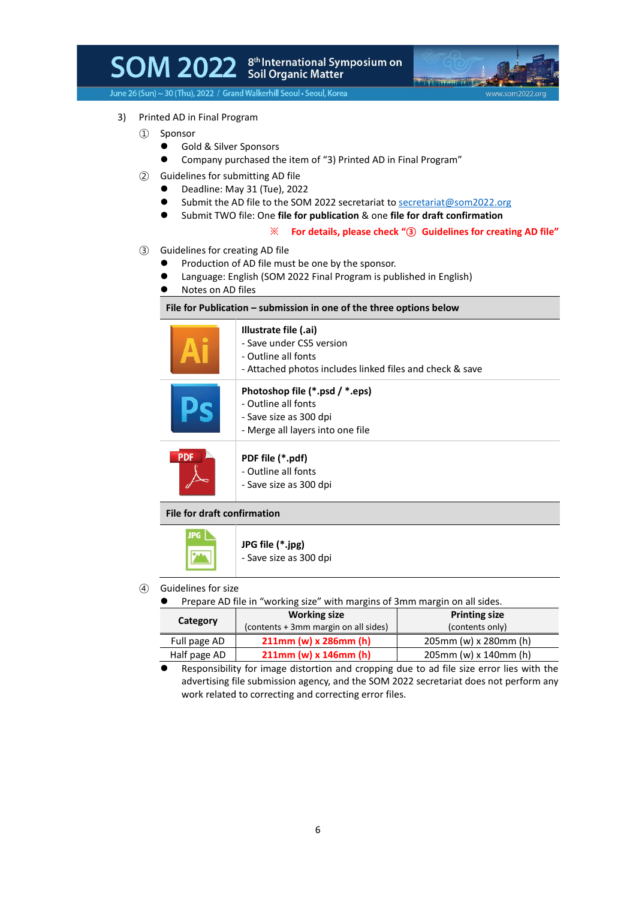3) Printed AD in Final Program

① Sponsor

- Gold & Silver Sponsors
- Company purchased the item of "3) Printed AD in Final Program"

② Guidelines for submitting AD file

- Deadline: May 31 (Tue), 2022
- Submit the AD file to the SOM 2022 secretariat to secretariat@som2022.org
- Submit TWO file: One **file for publication** & one **file for draft confirmation**

**※ For details, please check "③ Guidelines for creating AD file"**

③ Guidelines for creating AD file

- Production of AD file must be one by the sponsor.
- Language: English (SOM 2022 Final Program is published in English)
- Notes on AD files

| File for Publication – submission in one of the three options below | |
|---|---|
| Ai | **Illustrate file (.ai)**<br>- Save under CS5 version<br>- Outline all fonts<br>- Attached photos includes linked files and check & save |
| Ps | **Photoshop file (*.psd / *.eps)**<br>- Outline all fonts<br>- Save size as 300 dpi<br>- Merge all layers into one file |
| PDF | **PDF file (*.pdf)**<br>- Outline all fonts<br>- Save size as 300 dpi |
| **File for draft confirmation** | |
| JPG | **JPG file (*.jpg)**<br>- Save size as 300 dpi |

④ Guidelines for size

- Prepare AD file in "working size" with margins of 3mm margin on all sides.

| Category | Working size (contents + 3mm margin on all sides) | Printing size (contents only) |
|---|---|---|
| Full page AD | 211mm (w) x 286mm (h) | 205mm (w) x 280mm (h) |
| Half page AD | 211mm (w) x 146mm (h) | 205mm (w) x 140mm (h) |

- Responsibility for image distortion and cropping due to ad file size error lies with the advertising file submission agency, and the SOM 2022 secretariat does not perform any work related to correcting and correcting error files.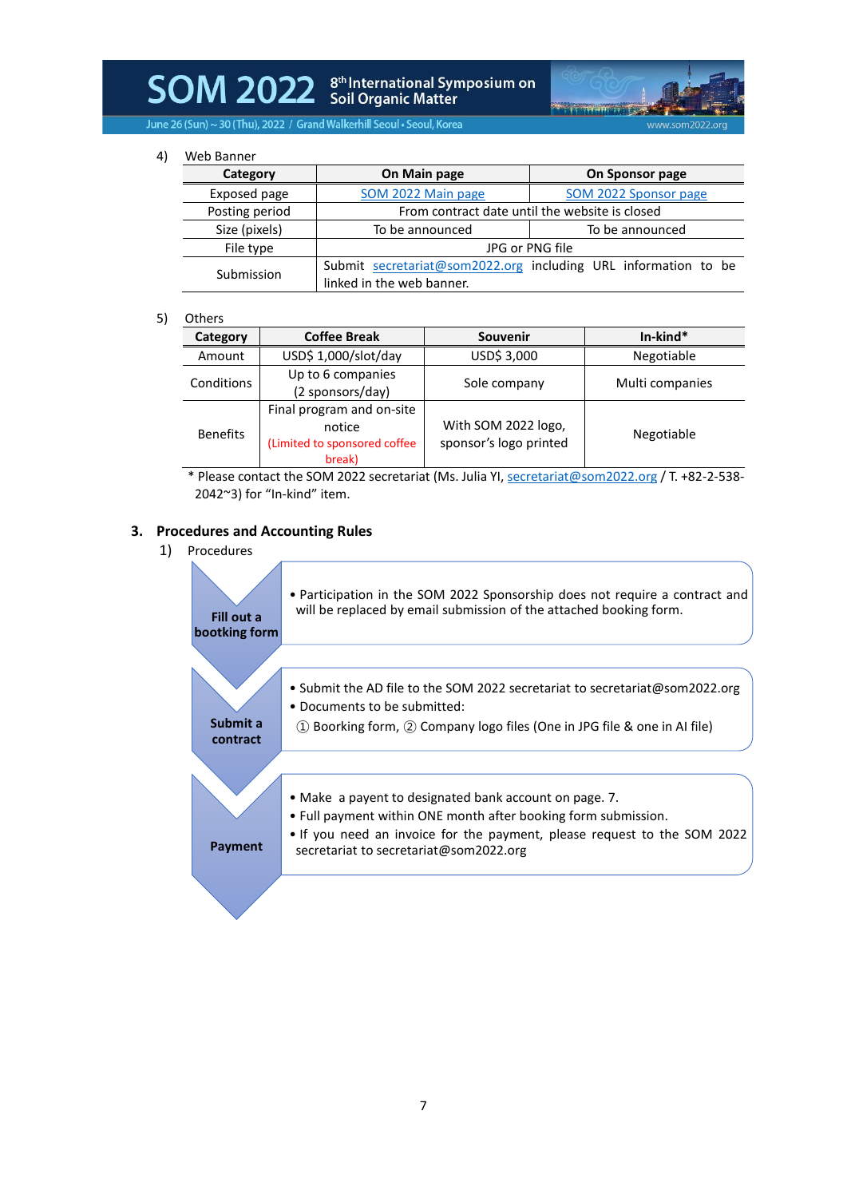4) Web Banner

| Category | On Main page | On Sponsor page |
|---|---|---|
| Exposed page | SOM 2022 Main page | SOM 2022 Sponsor page |
| Posting period | From contract date until the website is closed | |
| Size (pixels) | To be announced | To be announced |
| File type | JPG or PNG file | |
| Submission | Submit secretariat@som2022.org including URL information to be linked in the web banner. | |

5) Others

| Category | Coffee Break | Souvenir | In-kind* |
|---|---|---|---|
| Amount | USD$ 1,000/slot/day | USD$ 3,000 | Negotiable |
| Conditions | Up to 6 companies (2 sponsors/day) | Sole company | Multi companies |
| Benefits | Final program and on-site notice (Limited to sponsored coffee break) | With SOM 2022 logo, sponsor's logo printed | Negotiable |

\* Please contact the SOM 2022 secretariat (Ms. Julia YI, secretariat@som2022.org / T. +82-2-538-2042~3) for "In-kind" item.

## 3. Procedures and Accounting Rules

1) Procedures

**Fill out a bootking form**

- Participation in the SOM 2022 Sponsorship does not require a contract and will be replaced by email submission of the attached booking form.

**Submit a contract**

- Submit the AD file to the SOM 2022 secretariat to secretariat@som2022.org
- Documents to be submitted:
  ① Boorking form, ② Company logo files (One in JPG file & one in AI file)

**Payment**

- Make a payent to designated bank account on page. 7.
- Full payment within ONE month after booking form submission.
- If you need an invoice for the payment, please request to the SOM 2022 secretariat to secretariat@som2022.org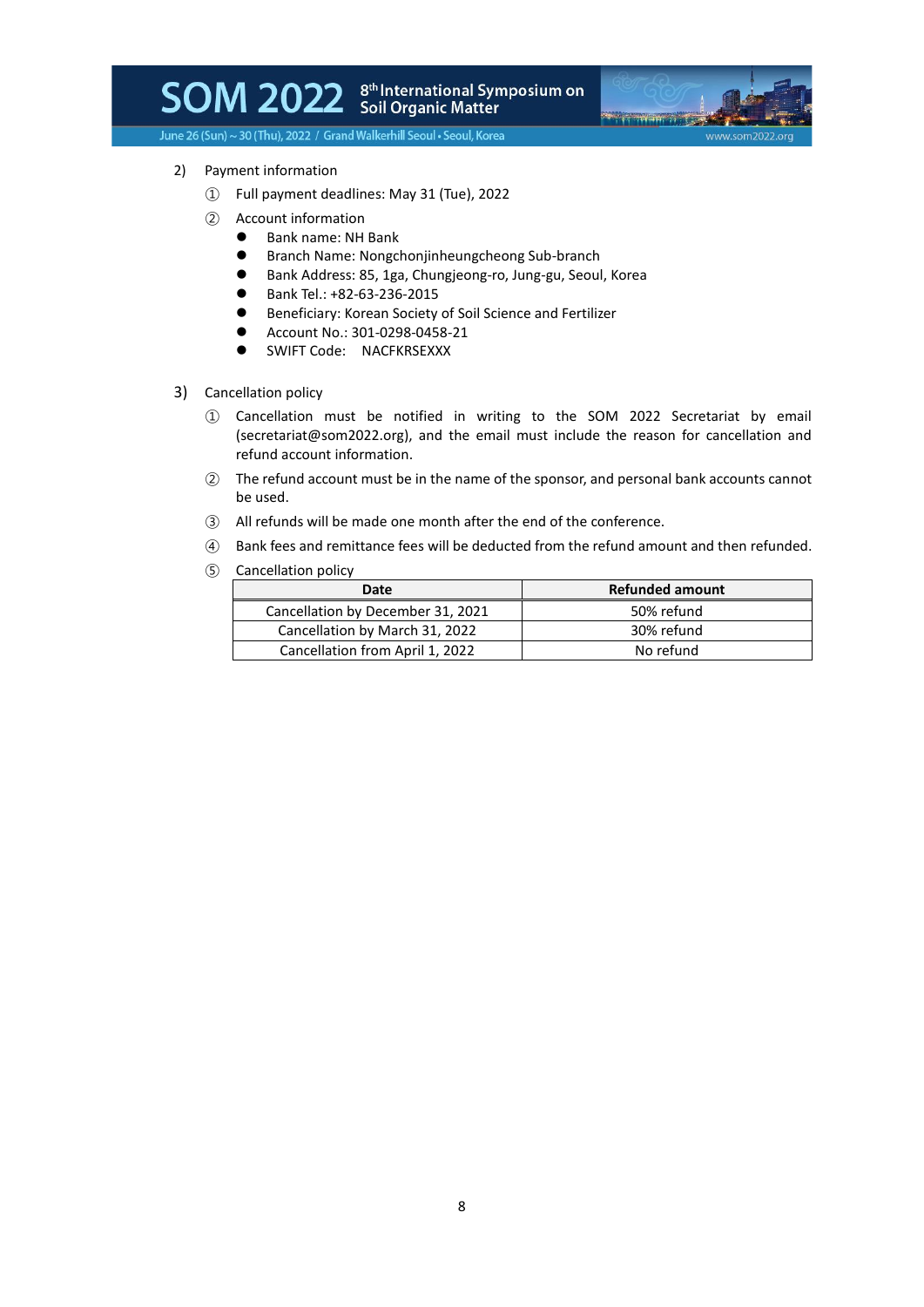2) Payment information

① Full payment deadlines: May 31 (Tue), 2022

② Account information

- Bank name: NH Bank
- Branch Name: Nongchonjinheungcheong Sub-branch
- Bank Address: 85, 1ga, Chungjeong-ro, Jung-gu, Seoul, Korea
- Bank Tel.: +82-63-236-2015
- Beneficiary: Korean Society of Soil Science and Fertilizer
- Account No.: 301-0298-0458-21
- SWIFT Code: NACFKRSEXXX

3) Cancellation policy

① Cancellation must be notified in writing to the SOM 2022 Secretariat by email (secretariat@som2022.org), and the email must include the reason for cancellation and refund account information.

② The refund account must be in the name of the sponsor, and personal bank accounts cannot be used.

③ All refunds will be made one month after the end of the conference.

④ Bank fees and remittance fees will be deducted from the refund amount and then refunded.

⑤ Cancellation policy

| Date | Refunded amount |
|---|---|
| Cancellation by December 31, 2021 | 50% refund |
| Cancellation by March 31, 2022 | 30% refund |
| Cancellation from April 1, 2022 | No refund |